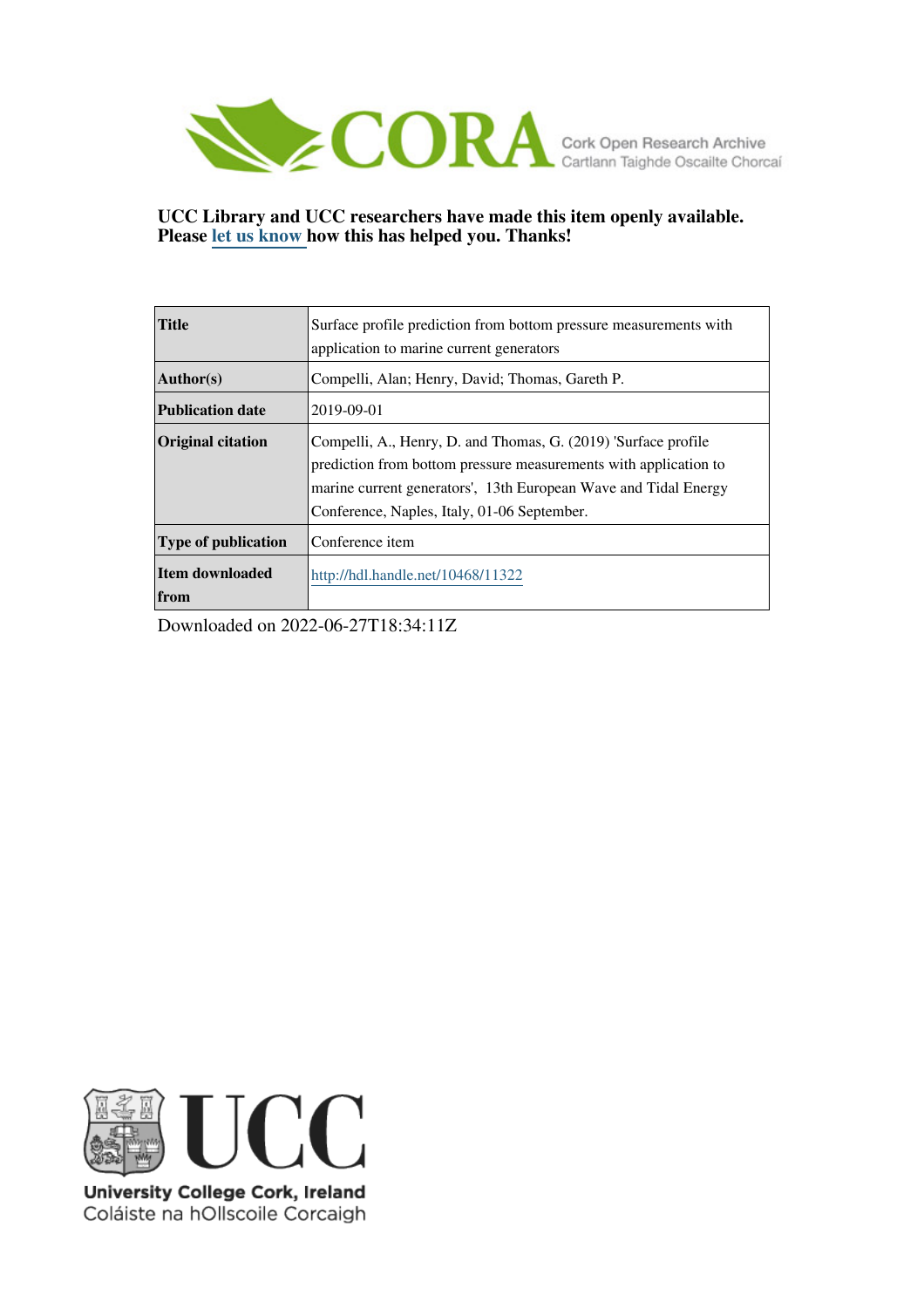**UCC Library and UCC researchers have made this item openly available. Please let us know how this has helped you. Thanks!**

| **Title** | Surface profile prediction from bottom pressure measurements with application to marine current generators |
|---|---|
| **Author(s)** | Compelli, Alan; Henry, David; Thomas, Gareth P. |
| **Publication date** | 2019-09-01 |
| **Original citation** | Compelli, A., Henry, D. and Thomas, G. (2019) 'Surface profile prediction from bottom pressure measurements with application to marine current generators', 13th European Wave and Tidal Energy Conference, Naples, Italy, 01-06 September. |
| **Type of publication** | Conference item |
| **Item downloaded from** | http://hdl.handle.net/10468/11322 |

Downloaded on 2022-06-27T18:34:11Z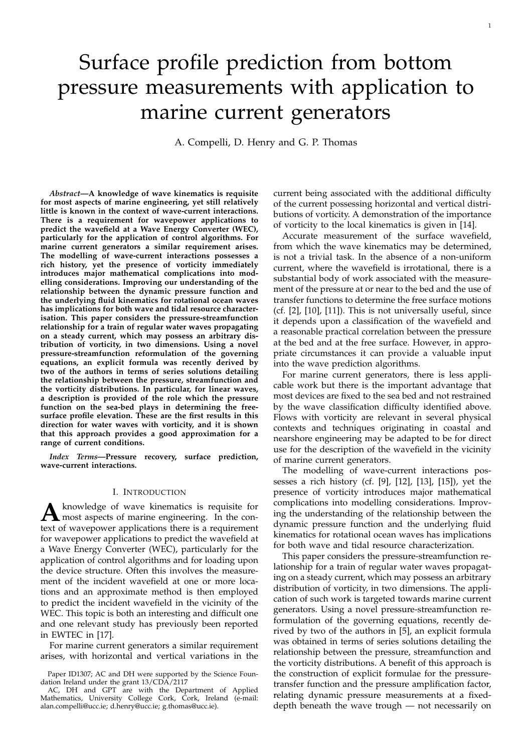# Surface profile prediction from bottom pressure measurements with application to marine current generators

A. Compelli, D. Henry and G. P. Thomas

***Abstract*—A knowledge of wave kinematics is requisite for most aspects of marine engineering, yet still relatively little is known in the context of wave-current interactions. There is a requirement for wavepower applications to predict the wavefield at a Wave Energy Converter (WEC), particularly for the application of control algorithms. For marine current generators a similar requirement arises. The modelling of wave-current interactions possesses a rich history, yet the presence of vorticity immediately introduces major mathematical complications into modelling considerations. Improving our understanding of the relationship between the dynamic pressure function and the underlying fluid kinematics for rotational ocean waves has implications for both wave and tidal resource characterisation. This paper considers the pressure-streamfunction relationship for a train of regular water waves propagating on a steady current, which may possess an arbitrary distribution of vorticity, in two dimensions. Using a novel pressure-streamfunction reformulation of the governing equations, an explicit formula was recently derived by two of the authors in terms of series solutions detailing the relationship between the pressure, streamfunction and the vorticity distributions. In particular, for linear waves, a description is provided of the role which the pressure function on the sea-bed plays in determining the free-surface profile elevation. These are the first results in this direction for water waves with vorticity, and it is shown that this approach provides a good approximation for a range of current conditions.**

***Index Terms*—Pressure recovery, surface prediction, wave-current interactions.**

## I. Introduction

A knowledge of wave kinematics is requisite for most aspects of marine engineering. In the context of wavepower applications there is a requirement for wavepower applications to predict the wavefield at a Wave Energy Converter (WEC), particularly for the application of control algorithms and for loading upon the device structure. Often this involves the measurement of the incident wavefield at one or more locations and an approximate method is then employed to predict the incident wavefield in the vicinity of the WEC. This topic is both an interesting and difficult one and one relevant study has previously been reported in EWTEC in [17].

For marine current generators a similar requirement arises, with horizontal and vertical variations in the current being associated with the additional difficulty of the current possessing horizontal and vertical distributions of vorticity. A demonstration of the importance of vorticity to the local kinematics is given in [14].

Accurate measurement of the surface wavefield, from which the wave kinematics may be determined, is not a trivial task. In the absence of a non-uniform current, where the wavefield is irrotational, there is a substantial body of work associated with the measurement of the pressure at or near to the bed and the use of transfer functions to determine the free surface motions (cf. [2], [10], [11]). This is not universally useful, since it depends upon a classification of the wavefield and a reasonable practical correlation between the pressure at the bed and at the free surface. However, in appropriate circumstances it can provide a valuable input into the wave prediction algorithms.

For marine current generators, there is less applicable work but there is the important advantage that most devices are fixed to the sea bed and not restrained by the wave classification difficulty identified above. Flows with vorticity are relevant in several physical contexts and techniques originating in coastal and nearshore engineering may be adapted to be for direct use for the description of the wavefield in the vicinity of marine current generators.

The modelling of wave-current interactions possesses a rich history (cf. [9], [12], [13], [15]), yet the presence of vorticity introduces major mathematical complications into modelling considerations. Improving the understanding of the relationship between the dynamic pressure function and the underlying fluid kinematics for rotational ocean waves has implications for both wave and tidal resource characterization.

This paper considers the pressure-streamfunction relationship for a train of regular water waves propagating on a steady current, which may possess an arbitrary distribution of vorticity, in two dimensions. The application of such work is targeted towards marine current generators. Using a novel pressure-streamfunction reformulation of the governing equations, recently derived by two of the authors in [5], an explicit formula was obtained in terms of series solutions detailing the relationship between the pressure, streamfunction and the vorticity distributions. A benefit of this approach is the construction of explicit formulae for the pressure-transfer function and the pressure amplification factor, relating dynamic pressure measurements at a fixed-depth beneath the wave trough — not necessarily on

Paper ID1307; AC and DH were supported by the Science Foundation Ireland under the grant 13/CDA/2117

AC, DH and GPT are with the Department of Applied Mathematics, University College Cork, Cork, Ireland (e-mail: alan.compelli@ucc.ie; d.henry@ucc.ie; g.thomas@ucc.ie).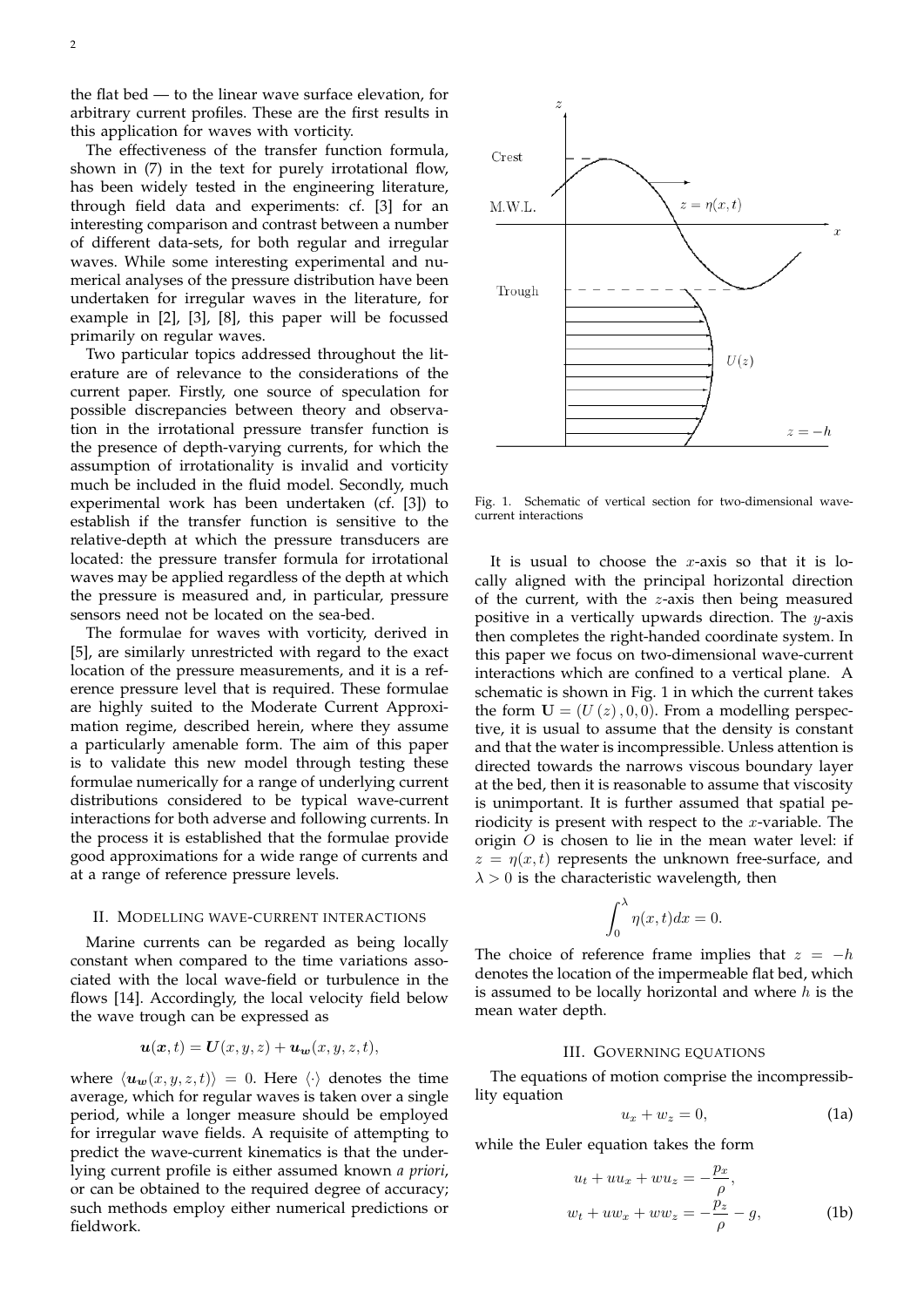the flat bed — to the linear wave surface elevation, for arbitrary current profiles. These are the first results in this application for waves with vorticity.

The effectiveness of the transfer function formula, shown in (7) in the text for purely irrotational flow, has been widely tested in the engineering literature, through field data and experiments: cf. [3] for an interesting comparison and contrast between a number of different data-sets, for both regular and irregular waves. While some interesting experimental and numerical analyses of the pressure distribution have been undertaken for irregular waves in the literature, for example in [2], [3], [8], this paper will be focussed primarily on regular waves.

Two particular topics addressed throughout the literature are of relevance to the considerations of the current paper. Firstly, one source of speculation for possible discrepancies between theory and observation in the irrotational pressure transfer function is the presence of depth-varying currents, for which the assumption of irrotationality is invalid and vorticity much be included in the fluid model. Secondly, much experimental work has been undertaken (cf. [3]) to establish if the transfer function is sensitive to the relative-depth at which the pressure transducers are located: the pressure transfer formula for irrotational waves may be applied regardless of the depth at which the pressure is measured and, in particular, pressure sensors need not be located on the sea-bed.

The formulae for waves with vorticity, derived in [5], are similarly unrestricted with regard to the exact location of the pressure measurements, and it is a reference pressure level that is required. These formulae are highly suited to the Moderate Current Approximation regime, described herein, where they assume a particularly amenable form. The aim of this paper is to validate this new model through testing these formulae numerically for a range of underlying current distributions considered to be typical wave-current interactions for both adverse and following currents. In the process it is established that the formulae provide good approximations for a wide range of currents and at a range of reference pressure levels.

## II. Modelling wave-current interactions

Marine currents can be regarded as being locally constant when compared to the time variations associated with the local wave-field or turbulence in the flows [14]. Accordingly, the local velocity field below the wave trough can be expressed as

$$\boldsymbol{u}(\boldsymbol{x},t) = \boldsymbol{U}(x,y,z) + \boldsymbol{u_w}(x,y,z,t),$$

where $\langle \boldsymbol{u_w}(x,y,z,t)\rangle = 0$. Here $\langle\cdot\rangle$ denotes the time average, which for regular waves is taken over a single period, while a longer measure should be employed for irregular wave fields. A requisite of attempting to predict the wave-current kinematics is that the underlying current profile is either assumed known *a priori*, or can be obtained to the required degree of accuracy; such methods employ either numerical predictions or fieldwork.

Fig. 1. Schematic of vertical section for two-dimensional wave-current interactions

It is usual to choose the $x$-axis so that it is locally aligned with the principal horizontal direction of the current, with the $z$-axis then being measured positive in a vertically upwards direction. The $y$-axis then completes the right-handed coordinate system. In this paper we focus on two-dimensional wave-current interactions which are confined to a vertical plane. A schematic is shown in Fig. 1 in which the current takes the form $\mathbf{U} = (U(z), 0, 0)$. From a modelling perspective, it is usual to assume that the density is constant and that the water is incompressible. Unless attention is directed towards the narrows viscous boundary layer at the bed, then it is reasonable to assume that viscosity is unimportant. It is further assumed that spatial periodicity is present with respect to the $x$-variable. The origin $O$ is chosen to lie in the mean water level: if $z = \eta(x,t)$ represents the unknown free-surface, and $\lambda > 0$ is the characteristic wavelength, then

$$\int_0^\lambda \eta(x,t)dx = 0.$$

The choice of reference frame implies that $z = -h$ denotes the location of the impermeable flat bed, which is assumed to be locally horizontal and where $h$ is the mean water depth.

## III. Governing equations

The equations of motion comprise the incompressibility equation

$$u_x + w_z = 0, \tag{1a}$$

while the Euler equation takes the form

$$\begin{aligned} u_t + uu_x + wu_z &= -\frac{p_x}{\rho}, \\ w_t + uw_x + ww_z &= -\frac{p_z}{\rho} - g, \end{aligned} \tag{1b}$$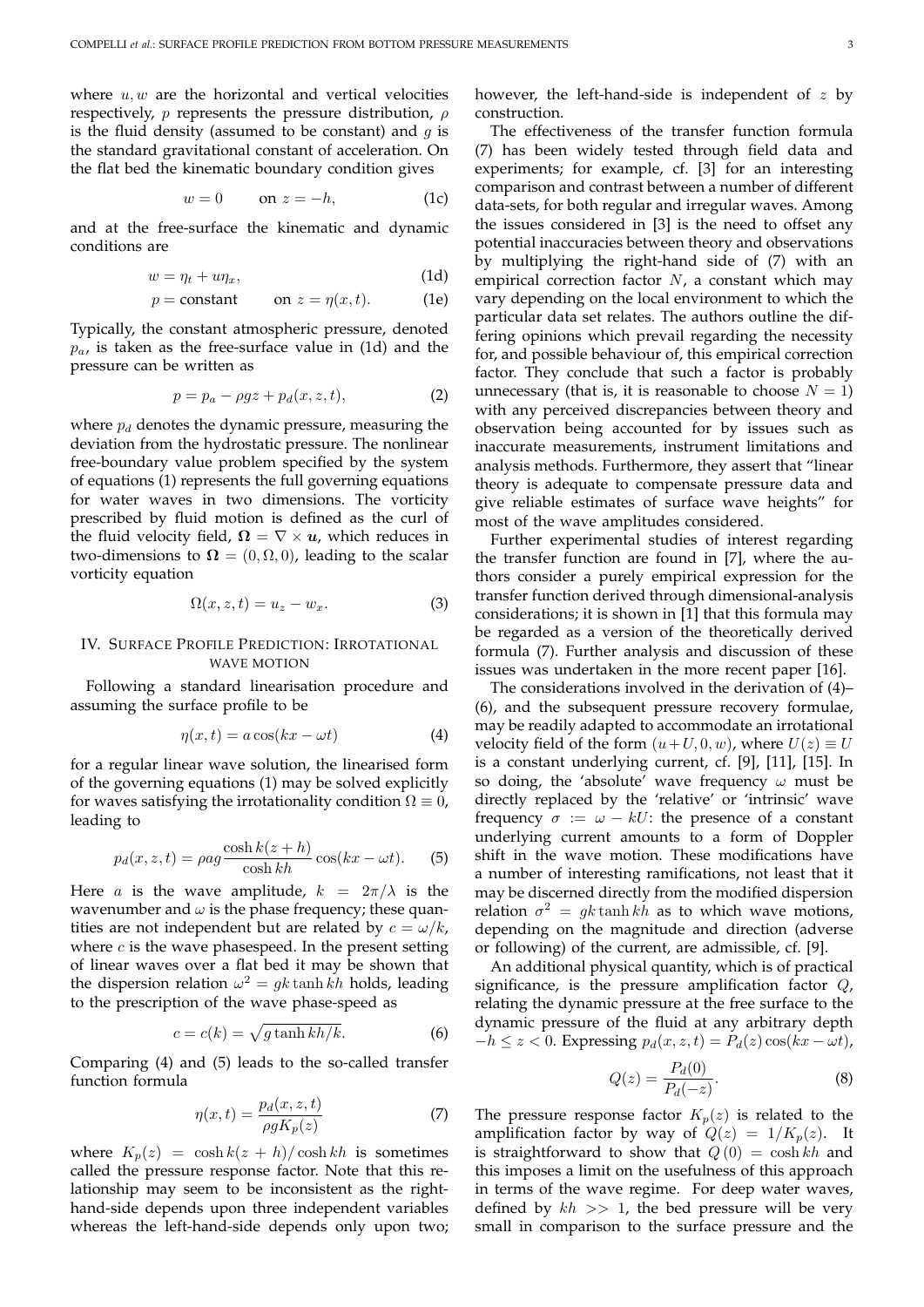where $u, w$ are the horizontal and vertical velocities respectively, $p$ represents the pressure distribution, $\rho$ is the fluid density (assumed to be constant) and $g$ is the standard gravitational constant of acceleration. On the flat bed the kinematic boundary condition gives

$$w = 0 \qquad \text{on } z = -h, \tag{1c}$$

and at the free-surface the kinematic and dynamic conditions are

$$w = \eta_t + u\eta_x, \tag{1d}$$

$$p = \text{constant} \qquad \text{on } z = \eta(x,t). \tag{1e}$$

Typically, the constant atmospheric pressure, denoted $p_a$, is taken as the free-surface value in (1d) and the pressure can be written as

$$p = p_a - \rho g z + p_d(x, z, t), \tag{2}$$

where $p_d$ denotes the dynamic pressure, measuring the deviation from the hydrostatic pressure. The nonlinear free-boundary value problem specified by the system of equations (1) represents the full governing equations for water waves in two dimensions. The vorticity prescribed by fluid motion is defined as the curl of the fluid velocity field, $\boldsymbol{\Omega} = \nabla \times \boldsymbol{u}$, which reduces in two-dimensions to $\boldsymbol{\Omega} = (0, \Omega, 0)$, leading to the scalar vorticity equation

$$\Omega(x, z, t) = u_z - w_x. \tag{3}$$

## IV. Surface Profile Prediction: Irrotational Wave Motion

Following a standard linearisation procedure and assuming the surface profile to be

$$\eta(x,t) = a\cos(kx - \omega t) \tag{4}$$

for a regular linear wave solution, the linearised form of the governing equations (1) may be solved explicitly for waves satisfying the irrotationality condition $\Omega \equiv 0$, leading to

$$p_d(x,z,t) = \rho a g \frac{\cosh k(z+h)}{\cosh kh}\cos(kx - \omega t). \tag{5}$$

Here $a$ is the wave amplitude, $k = 2\pi/\lambda$ is the wavenumber and $\omega$ is the phase frequency; these quantities are not independent but are related by $c = \omega/k$, where $c$ is the wave phasespeed. In the present setting of linear waves over a flat bed it may be shown that the dispersion relation $\omega^2 = gk\tanh kh$ holds, leading to the prescription of the wave phase-speed as

$$c = c(k) = \sqrt{g\tanh kh/k}. \tag{6}$$

Comparing (4) and (5) leads to the so-called transfer function formula

$$\eta(x,t) = \frac{p_d(x,z,t)}{\rho g K_p(z)} \tag{7}$$

where $K_p(z) = \cosh k(z+h)/\cosh kh$ is sometimes called the pressure response factor. Note that this relationship may seem to be inconsistent as the right-hand-side depends upon three independent variables whereas the left-hand-side depends only upon two; however, the left-hand-side is independent of $z$ by construction.

The effectiveness of the transfer function formula (7) has been widely tested through field data and experiments; for example, cf. [3] for an interesting comparison and contrast between a number of different data-sets, for both regular and irregular waves. Among the issues considered in [3] is the need to offset any potential inaccuracies between theory and observations by multiplying the right-hand side of (7) with an empirical correction factor $N$, a constant which may vary depending on the local environment to which the particular data set relates. The authors outline the differing opinions which prevail regarding the necessity for, and possible behaviour of, this empirical correction factor. They conclude that such a factor is probably unnecessary (that is, it is reasonable to choose $N = 1$) with any perceived discrepancies between theory and observation being accounted for by issues such as inaccurate measurements, instrument limitations and analysis methods. Furthermore, they assert that "linear theory is adequate to compensate pressure data and give reliable estimates of surface wave heights" for most of the wave amplitudes considered.

Further experimental studies of interest regarding the transfer function are found in [7], where the authors consider a purely empirical expression for the transfer function derived through dimensional-analysis considerations; it is shown in [1] that this formula may be regarded as a version of the theoretically derived formula (7). Further analysis and discussion of these issues was undertaken in the more recent paper [16].

The considerations involved in the derivation of (4)–(6), and the subsequent pressure recovery formulae, may be readily adapted to accommodate an irrotational velocity field of the form $(u + U, 0, w)$, where $U(z) \equiv U$ is a constant underlying current, cf. [9], [11], [15]. In so doing, the 'absolute' wave frequency $\omega$ must be directly replaced by the 'relative' or 'intrinsic' wave frequency $\sigma := \omega - kU$: the presence of a constant underlying current amounts to a form of Doppler shift in the wave motion. These modifications have a number of interesting ramifications, not least that it may be discerned directly from the modified dispersion relation $\sigma^2 = gk\tanh kh$ as to which wave motions, depending on the magnitude and direction (adverse or following) of the current, are admissible, cf. [9].

An additional physical quantity, which is of practical significance, is the pressure amplification factor $Q$, relating the dynamic pressure at the free surface to the dynamic pressure of the fluid at any arbitrary depth $-h \le z < 0$. Expressing $p_d(x,z,t) = P_d(z)\cos(kx - \omega t)$,

$$Q(z) = \frac{P_d(0)}{P_d(-z)}. \tag{8}$$

The pressure response factor $K_p(z)$ is related to the amplification factor by way of $Q(z) = 1/K_p(z)$. It is straightforward to show that $Q(0) = \cosh kh$ and this imposes a limit on the usefulness of this approach in terms of the wave regime. For deep water waves, defined by $kh >> 1$, the bed pressure will be very small in comparison to the surface pressure and the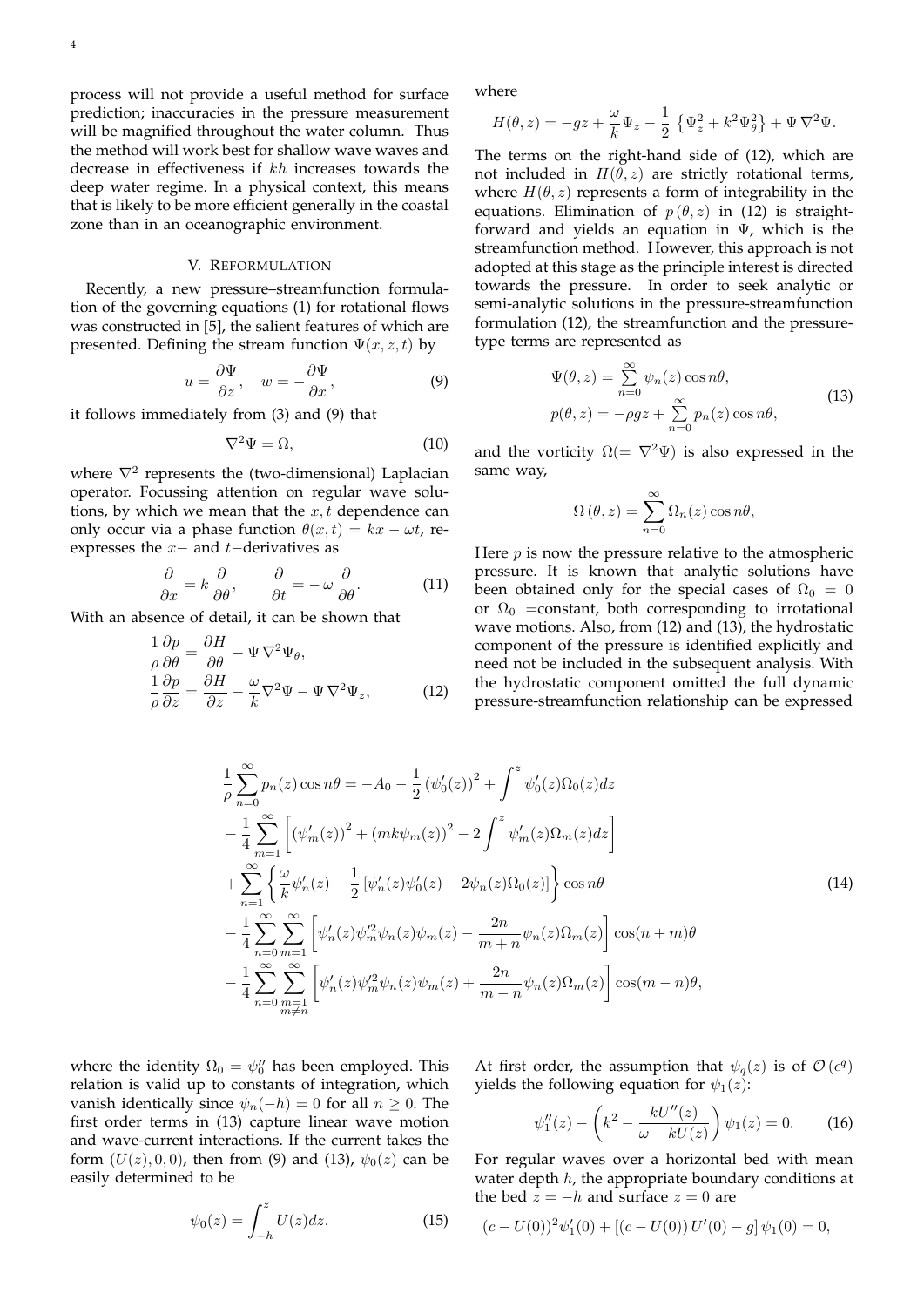process will not provide a useful method for surface prediction; inaccuracies in the pressure measurement will be magnified throughout the water column. Thus the method will work best for shallow wave waves and decrease in effectiveness if $kh$ increases towards the deep water regime. In a physical context, this means that is likely to be more efficient generally in the coastal zone than in an oceanographic environment.

## V. Reformulation

Recently, a new pressure–streamfunction formulation of the governing equations (1) for rotational flows was constructed in [5], the salient features of which are presented. Defining the stream function $\Psi(x, z, t)$ by

$$u = \frac{\partial \Psi}{\partial z}, \quad w = -\frac{\partial \Psi}{\partial x}, \tag{9}$$

it follows immediately from (3) and (9) that

$$\nabla^2 \Psi = \Omega, \tag{10}$$

where $\nabla^2$ represents the (two-dimensional) Laplacian operator. Focussing attention on regular wave solutions, by which we mean that the $x, t$ dependence can only occur via a phase function $\theta(x, t) = kx - \omega t$, re-expresses the $x-$ and $t-$derivatives as

$$\frac{\partial}{\partial x} = k \frac{\partial}{\partial \theta}, \qquad \frac{\partial}{\partial t} = -\,\omega \frac{\partial}{\partial \theta}. \tag{11}$$

With an absence of detail, it can be shown that

$$\begin{aligned}
\frac{1}{\rho} \frac{\partial p}{\partial \theta} &= \frac{\partial H}{\partial \theta} - \Psi \, \nabla^2 \Psi_\theta, \\
\frac{1}{\rho} \frac{\partial p}{\partial z} &= \frac{\partial H}{\partial z} - \frac{\omega}{k} \nabla^2 \Psi - \Psi \, \nabla^2 \Psi_z,
\end{aligned} \tag{12}$$

where

$$H(\theta, z) = -gz + \frac{\omega}{k} \Psi_z - \frac{1}{2} \left\{ \Psi_z^2 + k^2 \Psi_\theta^2 \right\} + \Psi \, \nabla^2 \Psi.$$

The terms on the right-hand side of (12), which are not included in $H(\theta, z)$ are strictly rotational terms, where $H(\theta, z)$ represents a form of integrability in the equations. Elimination of $p(\theta, z)$ in (12) is straightforward and yields an equation in $\Psi$, which is the streamfunction method. However, this approach is not adopted at this stage as the principle interest is directed towards the pressure. In order to seek analytic or semi-analytic solutions in the pressure-streamfunction formulation (12), the streamfunction and the pressure-type terms are represented as

$$\begin{aligned}
\Psi(\theta, z) &= \sum_{n=0}^{\infty} \psi_n(z) \cos n\theta, \\
p(\theta, z) &= -\rho g z + \sum_{n=0}^{\infty} p_n(z) \cos n\theta,
\end{aligned} \tag{13}$$

and the vorticity $\Omega (= \nabla^2 \Psi)$ is also expressed in the same way,

$$\Omega\left(\theta, z\right) = \sum_{n=0}^{\infty} \Omega_n(z) \cos n\theta,$$

Here $p$ is now the pressure relative to the atmospheric pressure. It is known that analytic solutions have been obtained only for the special cases of $\Omega_0 = 0$ or $\Omega_0$ =constant, both corresponding to irrotational wave motions. Also, from (12) and (13), the hydrostatic component of the pressure is identified explicitly and need not be included in the subsequent analysis. With the hydrostatic component omitted the full dynamic pressure-streamfunction relationship can be expressed

$$\begin{aligned}
\frac{1}{\rho} \sum_{n=0}^{\infty} p_n(z) \cos n\theta &= -A_0 - \frac{1}{2} \left(\psi_0'(z)\right)^2 + \int^z \psi_0'(z) \Omega_0(z) dz \\
&- \frac{1}{4} \sum_{m=1}^{\infty} \left[ \left(\psi_m'(z)\right)^2 + \left(mk\psi_m(z)\right)^2 - 2 \int^z \psi_m'(z) \Omega_m(z) dz \right] \\
&+ \sum_{n=1}^{\infty} \left\{ \frac{\omega}{k} \psi_n'(z) - \frac{1}{2} \left[ \psi_n'(z) \psi_0'(z) - 2 \psi_n(z) \Omega_0(z) \right] \right\} \cos n\theta \\
&- \frac{1}{4} \sum_{n=0}^{\infty} \sum_{m=1}^{\infty} \left[ \psi_n'(z) \psi_m'^2 \psi_n(z) \psi_m(z) - \frac{2n}{m+n} \psi_n(z) \Omega_m(z) \right] \cos(n+m)\theta \\
&- \frac{1}{4} \sum_{n=0}^{\infty} \sum_{\substack{m=1 \\ m \neq n}}^{\infty} \left[ \psi_n'(z) \psi_m'^2 \psi_n(z) \psi_m(z) + \frac{2n}{m-n} \psi_n(z) \Omega_m(z) \right] \cos(m-n)\theta,
\end{aligned} \tag{14}$$

where the identity $\Omega_0 = \psi_0''$ has been employed. This relation is valid up to constants of integration, which vanish identically since $\psi_n(-h) = 0$ for all $n \geq 0$. The first order terms in (13) capture linear wave motion and wave-current interactions. If the current takes the form $(U(z), 0, 0)$, then from (9) and (13), $\psi_0(z)$ can be easily determined to be

$$\psi_0(z) = \int_{-h}^{z} U(z) dz. \tag{15}$$

At first order, the assumption that $\psi_q(z)$ is of $\mathcal{O}\left(\epsilon^q\right)$ yields the following equation for $\psi_1(z)$:

$$\psi_1''(z) - \left( k^2 - \frac{kU''(z)}{\omega - kU(z)} \right) \psi_1(z) = 0. \tag{16}$$

For regular waves over a horizontal bed with mean water depth $h$, the appropriate boundary conditions at the bed $z = -h$ and surface $z = 0$ are

$$(c - U(0))^2 \psi_1'(0) + \left[ (c - U(0))\, U'(0) - g \right] \psi_1(0) = 0,$$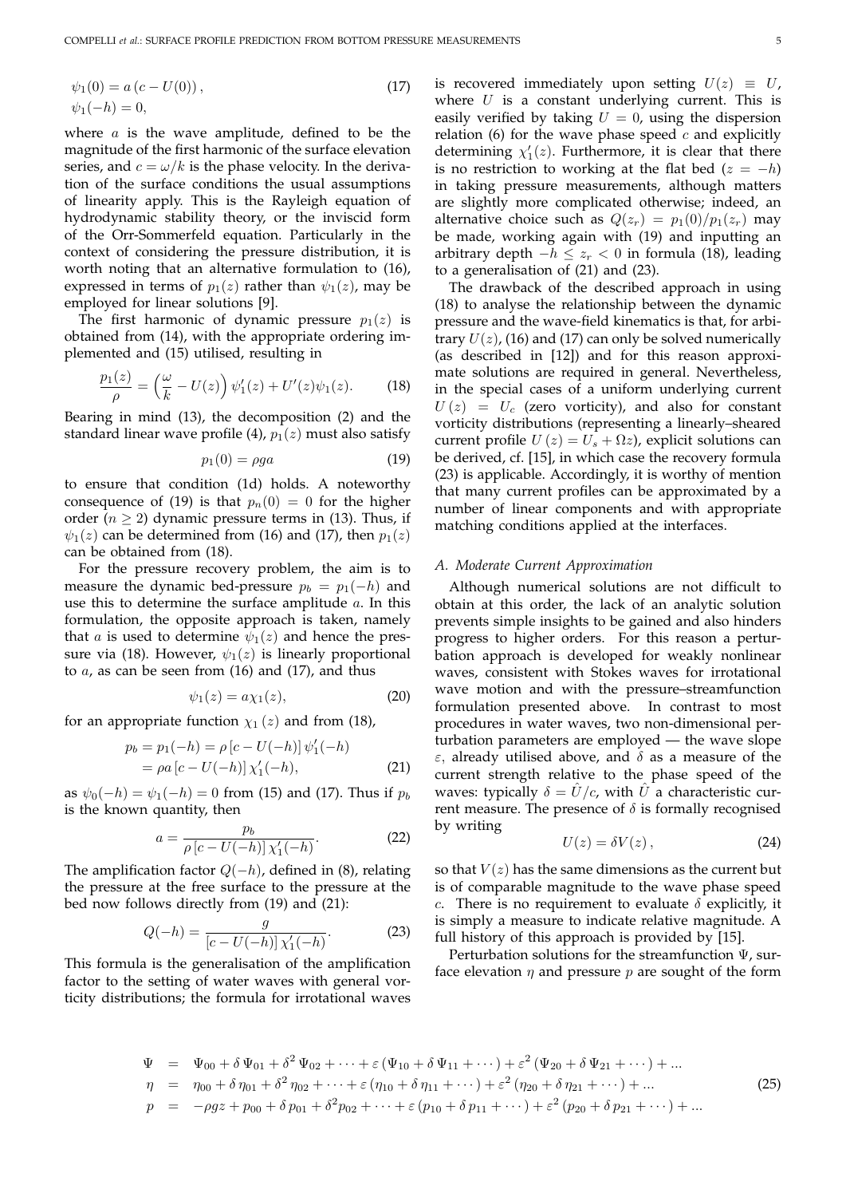$$
\begin{aligned}
\psi_1(0) &= a\,(c - U(0))\,, \\
\psi_1(-h) &= 0,
\end{aligned}
\tag{17}
$$

where $a$ is the wave amplitude, defined to be the magnitude of the first harmonic of the surface elevation series, and $c = \omega/k$ is the phase velocity. In the derivation of the surface conditions the usual assumptions of linearity apply. This is the Rayleigh equation of hydrodynamic stability theory, or the inviscid form of the Orr-Sommerfeld equation. Particularly in the context of considering the pressure distribution, it is worth noting that an alternative formulation to (16), expressed in terms of $p_1(z)$ rather than $\psi_1(z)$, may be employed for linear solutions [9].

The first harmonic of dynamic pressure $p_1(z)$ is obtained from (14), with the appropriate ordering implemented and (15) utilised, resulting in

$$
\frac{p_1(z)}{\rho} = \left(\frac{\omega}{k} - U(z)\right)\psi_1'(z) + U'(z)\psi_1(z). \tag{18}
$$

Bearing in mind (13), the decomposition (2) and the standard linear wave profile (4), $p_1(z)$ must also satisfy

$$
p_1(0) = \rho g a \tag{19}
$$

to ensure that condition (1d) holds. A noteworthy consequence of (19) is that $p_n(0) = 0$ for the higher order ($n \geq 2$) dynamic pressure terms in (13). Thus, if $\psi_1(z)$ can be determined from (16) and (17), then $p_1(z)$ can be obtained from (18).

For the pressure recovery problem, the aim is to measure the dynamic bed-pressure $p_b = p_1(-h)$ and use this to determine the surface amplitude $a$. In this formulation, the opposite approach is taken, namely that $a$ is used to determine $\psi_1(z)$ and hence the pressure via (18). However, $\psi_1(z)$ is linearly proportional to $a$, as can be seen from (16) and (17), and thus

$$
\psi_1(z) = a\chi_1(z), \tag{20}
$$

for an appropriate function $\chi_1(z)$ and from (18),

$$
\begin{aligned}
p_b = p_1(-h) &= \rho\left[c - U(-h)\right]\psi_1'(-h) \\
&= \rho a\left[c - U(-h)\right]\chi_1'(-h),
\end{aligned}
\tag{21}
$$

as $\psi_0(-h) = \psi_1(-h) = 0$ from (15) and (17). Thus if $p_b$ is the known quantity, then

$$
a = \frac{p_b}{\rho\left[c - U(-h)\right]\chi_1'(-h)}. \tag{22}
$$

The amplification factor $Q(-h)$, defined in (8), relating the pressure at the free surface to the pressure at the bed now follows directly from (19) and (21):

$$
Q(-h) = \frac{g}{\left[c - U(-h)\right]\chi_1'(-h)}. \tag{23}
$$

This formula is the generalisation of the amplification factor to the setting of water waves with general vorticity distributions; the formula for irrotational waves is recovered immediately upon setting $U(z) \equiv U$, where $U$ is a constant underlying current. This is easily verified by taking $U = 0$, using the dispersion relation (6) for the wave phase speed $c$ and explicitly determining $\chi_1'(z)$. Furthermore, it is clear that there is no restriction to working at the flat bed ($z = -h$) in taking pressure measurements, although matters are slightly more complicated otherwise; indeed, an alternative choice such as $Q(z_r) = p_1(0)/p_1(z_r)$ may be made, working again with (19) and inputting an arbitrary depth $-h \leq z_r < 0$ in formula (18), leading to a generalisation of (21) and (23).

The drawback of the described approach in using (18) to analyse the relationship between the dynamic pressure and the wave-field kinematics is that, for arbitrary $U(z)$, (16) and (17) can only be solved numerically (as described in [12]) and for this reason approximate solutions are required in general. Nevertheless, in the special cases of a uniform underlying current $U(z) = U_c$ (zero vorticity), and also for constant vorticity distributions (representing a linearly–sheared current profile $U(z) = U_s + \Omega z$), explicit solutions can be derived, cf. [15], in which case the recovery formula (23) is applicable. Accordingly, it is worthy of mention that many current profiles can be approximated by a number of linear components and with appropriate matching conditions applied at the interfaces.

### A. Moderate Current Approximation

Although numerical solutions are not difficult to obtain at this order, the lack of an analytic solution prevents simple insights to be gained and also hinders progress to higher orders. For this reason a perturbation approach is developed for weakly nonlinear waves, consistent with Stokes waves for irrotational wave motion and with the pressure–streamfunction formulation presented above. In contrast to most procedures in water waves, two non-dimensional perturbation parameters are employed — the wave slope $\varepsilon$, already utilised above, and $\delta$ as a measure of the current strength relative to the phase speed of the waves: typically $\delta = \hat{U}/c$, with $\hat{U}$ a characteristic current measure. The presence of $\delta$ is formally recognised by writing

$$
U(z) = \delta V(z)\,, \tag{24}
$$

so that $V(z)$ has the same dimensions as the current but is of comparable magnitude to the wave phase speed $c$. There is no requirement to evaluate $\delta$ explicitly, it is simply a measure to indicate relative magnitude. A full history of this approach is provided by [15].

Perturbation solutions for the streamfunction $\Psi$, surface elevation $\eta$ and pressure $p$ are sought of the form

$$
\begin{aligned}
\Psi &= \Psi_{00} + \delta\,\Psi_{01} + \delta^2\,\Psi_{02} + \cdots + \varepsilon\left(\Psi_{10} + \delta\,\Psi_{11} + \cdots\right) + \varepsilon^2\left(\Psi_{20} + \delta\,\Psi_{21} + \cdots\right) + \ldots \\
\eta &= \eta_{00} + \delta\,\eta_{01} + \delta^2\,\eta_{02} + \cdots + \varepsilon\left(\eta_{10} + \delta\,\eta_{11} + \cdots\right) + \varepsilon^2\left(\eta_{20} + \delta\,\eta_{21} + \cdots\right) + \ldots \\
p &= -\rho g z + p_{00} + \delta\,p_{01} + \delta^2 p_{02} + \cdots + \varepsilon\left(p_{10} + \delta\,p_{11} + \cdots\right) + \varepsilon^2\left(p_{20} + \delta\,p_{21} + \cdots\right) + \ldots
\end{aligned}
\tag{25}
$$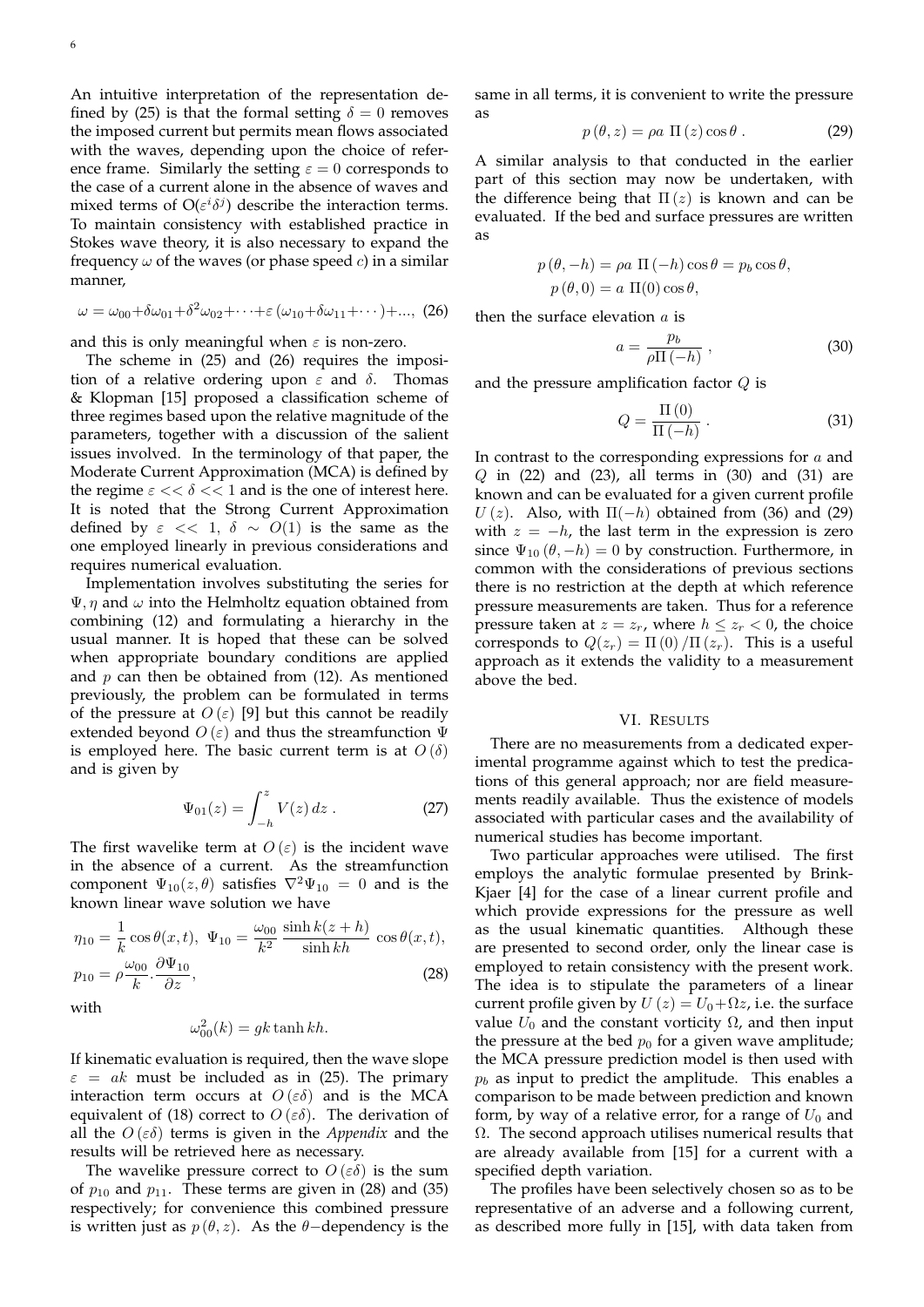An intuitive interpretation of the representation defined by (25) is that the formal setting $\delta = 0$ removes the imposed current but permits mean flows associated with the waves, depending upon the choice of reference frame. Similarly the setting $\varepsilon = 0$ corresponds to the case of a current alone in the absence of waves and mixed terms of $O(\varepsilon^i \delta^j)$ describe the interaction terms. To maintain consistency with established practice in Stokes wave theory, it is also necessary to expand the frequency $\omega$ of the waves (or phase speed $c$) in a similar manner,

$$\omega = \omega_{00} + \delta\omega_{01} + \delta^2\omega_{02} + \cdots + \varepsilon\,(\omega_{10} + \delta\omega_{11} + \cdots) + ..., \quad (26)$$

and this is only meaningful when $\varepsilon$ is non-zero.

The scheme in (25) and (26) requires the imposition of a relative ordering upon $\varepsilon$ and $\delta$. Thomas & Klopman [15] proposed a classification scheme of three regimes based upon the relative magnitude of the parameters, together with a discussion of the salient issues involved. In the terminology of that paper, the Moderate Current Approximation (MCA) is defined by the regime $\varepsilon << \delta << 1$ and is the one of interest here. It is noted that the Strong Current Approximation defined by $\varepsilon << 1$, $\delta \sim O(1)$ is the same as the one employed linearly in previous considerations and requires numerical evaluation.

Implementation involves substituting the series for $\Psi, \eta$ and $\omega$ into the Helmholtz equation obtained from combining (12) and formulating a hierarchy in the usual manner. It is hoped that these can be solved when appropriate boundary conditions are applied and $p$ can then be obtained from (12). As mentioned previously, the problem can be formulated in terms of the pressure at $O(\varepsilon)$ [9] but this cannot be readily extended beyond $O(\varepsilon)$ and thus the streamfunction $\Psi$ is employed here. The basic current term is at $O(\delta)$ and is given by

$$\Psi_{01}(z) = \int_{-h}^{z} V(z)\, dz \; . \quad (27)$$

The first wavelike term at $O(\varepsilon)$ is the incident wave in the absence of a current. As the streamfunction component $\Psi_{10}(z, \theta)$ satisfies $\nabla^2 \Psi_{10} = 0$ and is the known linear wave solution we have

$$\eta_{10} = \frac{1}{k}\cos\theta(x,t), \;\; \Psi_{10} = \frac{\omega_{00}}{k^2}\,\frac{\sinh k(z+h)}{\sinh kh}\,\cos\theta(x,t),$$
$$p_{10} = \rho\frac{\omega_{00}}{k}.\frac{\partial \Psi_{10}}{\partial z}, \quad (28)$$

with

$$\omega_{00}^2(k) = gk\tanh kh.$$

If kinematic evaluation is required, then the wave slope $\varepsilon = ak$ must be included as in (25). The primary interaction term occurs at $O(\varepsilon\delta)$ and is the MCA equivalent of (18) correct to $O(\varepsilon\delta)$. The derivation of all the $O(\varepsilon\delta)$ terms is given in the *Appendix* and the results will be retrieved here as necessary.

The wavelike pressure correct to $O(\varepsilon\delta)$ is the sum of $p_{10}$ and $p_{11}$. These terms are given in (28) and (35) respectively; for convenience this combined pressure is written just as $p(\theta, z)$. As the $\theta-$dependency is the same in all terms, it is convenient to write the pressure as

$$p(\theta, z) = \rho a\; \Pi(z)\cos\theta\,. \quad (29)$$

A similar analysis to that conducted in the earlier part of this section may now be undertaken, with the difference being that $\Pi(z)$ is known and can be evaluated. If the bed and surface pressures are written as

$$p(\theta, -h) = \rho a\; \Pi(-h)\cos\theta = p_b\cos\theta,$$
$$p(\theta, 0) = a\; \Pi(0)\cos\theta,$$

then the surface elevation $a$ is

$$a = \frac{p_b}{\rho\Pi(-h)}\,, \quad (30)$$

and the pressure amplification factor $Q$ is

$$Q = \frac{\Pi(0)}{\Pi(-h)}\,. \quad (31)$$

In contrast to the corresponding expressions for $a$ and $Q$ in (22) and (23), all terms in (30) and (31) are known and can be evaluated for a given current profile $U(z)$. Also, with $\Pi(-h)$ obtained from (36) and (29) with $z = -h$, the last term in the expression is zero since $\Psi_{10}(\theta, -h) = 0$ by construction. Furthermore, in common with the considerations of previous sections there is no restriction at the depth at which reference pressure measurements are taken. Thus for a reference pressure taken at $z = z_r$, where $h \leq z_r < 0$, the choice corresponds to $Q(z_r) = \Pi(0)/\Pi(z_r)$. This is a useful approach as it extends the validity to a measurement above the bed.

## VI. Results

There are no measurements from a dedicated experimental programme against which to test the predications of this general approach; nor are field measurements readily available. Thus the existence of models associated with particular cases and the availability of numerical studies has become important.

Two particular approaches were utilised. The first employs the analytic formulae presented by Brink-Kjaer [4] for the case of a linear current profile and which provide expressions for the pressure as well as the usual kinematic quantities. Although these are presented to second order, only the linear case is employed to retain consistency with the present work. The idea is to stipulate the parameters of a linear current profile given by $U(z) = U_0 + \Omega z$, i.e. the surface value $U_0$ and the constant vorticity $\Omega$, and then input the pressure at the bed $p_0$ for a given wave amplitude; the MCA pressure prediction model is then used with $p_b$ as input to predict the amplitude. This enables a comparison to be made between prediction and known form, by way of a relative error, for a range of $U_0$ and $\Omega$. The second approach utilises numerical results that are already available from [15] for a current with a specified depth variation.

The profiles have been selectively chosen so as to be representative of an adverse and a following current, as described more fully in [15], with data taken from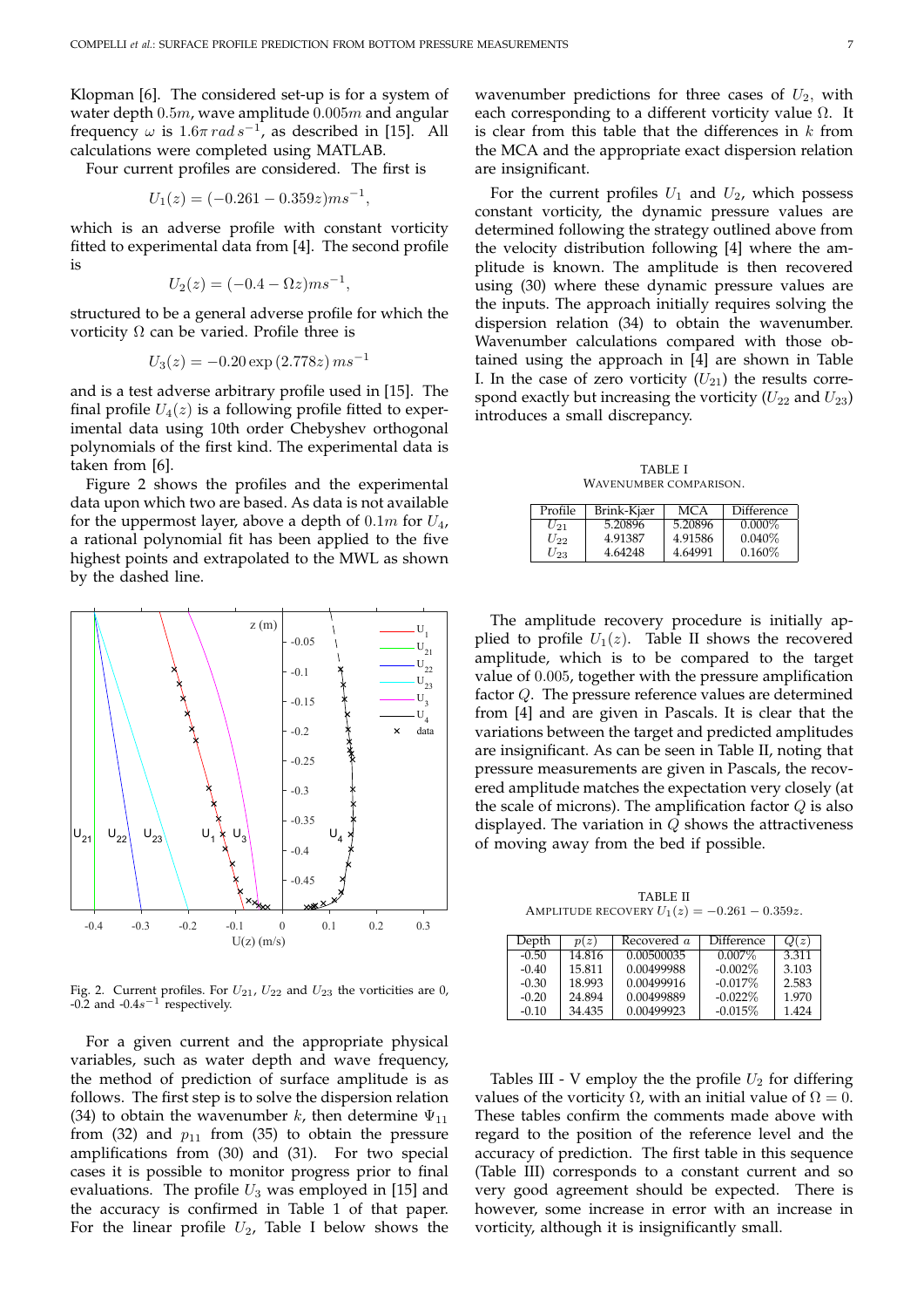Klopman [6]. The considered set-up is for a system of water depth $0.5m$, wave amplitude $0.005m$ and angular frequency $\omega$ is $1.6\pi\, rad\, s^{-1}$, as described in [15]. All calculations were completed using MATLAB.

Four current profiles are considered. The first is

$$U_1(z) = (-0.261 - 0.359z)ms^{-1},$$

which is an adverse profile with constant vorticity fitted to experimental data from [4]. The second profile is

$$U_2(z) = (-0.4 - \Omega z)ms^{-1},$$

structured to be a general adverse profile for which the vorticity $\Omega$ can be varied. Profile three is

$$U_3(z) = -0.20 \exp(2.778z)\, ms^{-1}$$

and is a test adverse arbitrary profile used in [15]. The final profile $U_4(z)$ is a following profile fitted to experimental data using 10th order Chebyshev orthogonal polynomials of the first kind. The experimental data is taken from [6].

Figure 2 shows the profiles and the experimental data upon which two are based. As data is not available for the uppermost layer, above a depth of $0.1m$ for $U_4$, a rational polynomial fit has been applied to the five highest points and extrapolated to the MWL as shown by the dashed line.

Fig. 2. Current profiles. For $U_{21}$, $U_{22}$ and $U_{23}$ the vorticities are 0, -0.2 and -0.4$s^{-1}$ respectively.

For a given current and the appropriate physical variables, such as water depth and wave frequency, the method of prediction of surface amplitude is as follows. The first step is to solve the dispersion relation (34) to obtain the wavenumber $k$, then determine $\Psi_{11}$ from (32) and $p_{11}$ from (35) to obtain the pressure amplifications from (30) and (31). For two special cases it is possible to monitor progress prior to final evaluations. The profile $U_3$ was employed in [15] and the accuracy is confirmed in Table 1 of that paper. For the linear profile $U_2$, Table I below shows the wavenumber predictions for three cases of $U_2$, with each corresponding to a different vorticity value $\Omega$. It is clear from this table that the differences in $k$ from the MCA and the appropriate exact dispersion relation are insignificant.

For the current profiles $U_1$ and $U_2$, which possess constant vorticity, the dynamic pressure values are determined following the strategy outlined above from the velocity distribution following [4] where the amplitude is known. The amplitude is then recovered using (30) where these dynamic pressure values are the inputs. The approach initially requires solving the dispersion relation (34) to obtain the wavenumber. Wavenumber calculations compared with those obtained using the approach in [4] are shown in Table I. In the case of zero vorticity ($U_{21}$) the results correspond exactly but increasing the vorticity ($U_{22}$ and $U_{23}$) introduces a small discrepancy.

TABLE I
WAVENUMBER COMPARISON.

| Profile | Brink-Kjær | MCA | Difference |
|---|---|---|---|
| $U_{21}$ | 5.20896 | 5.20896 | 0.000% |
| $U_{22}$ | 4.91387 | 4.91586 | 0.040% |
| $U_{23}$ | 4.64248 | 4.64991 | 0.160% |

The amplitude recovery procedure is initially applied to profile $U_1(z)$. Table II shows the recovered amplitude, which is to be compared to the target value of $0.005$, together with the pressure amplification factor $Q$. The pressure reference values are determined from [4] and are given in Pascals. It is clear that the variations between the target and predicted amplitudes are insignificant. As can be seen in Table II, noting that pressure measurements are given in Pascals, the recovered amplitude matches the expectation very closely (at the scale of microns). The amplification factor $Q$ is also displayed. The variation in $Q$ shows the attractiveness of moving away from the bed if possible.

TABLE II
AMPLITUDE RECOVERY $U_1(z) = -0.261 - 0.359z$.

| Depth | $p(z)$ | Recovered $a$ | Difference | $Q(z)$ |
|---|---|---|---|---|
| -0.50 | 14.816 | 0.00500035 | 0.007% | 3.311 |
| -0.40 | 15.811 | 0.00499988 | -0.002% | 3.103 |
| -0.30 | 18.993 | 0.00499916 | -0.017% | 2.583 |
| -0.20 | 24.894 | 0.00499889 | -0.022% | 1.970 |
| -0.10 | 34.435 | 0.00499923 | -0.015% | 1.424 |

Tables III - V employ the the profile $U_2$ for differing values of the vorticity $\Omega$, with an initial value of $\Omega = 0$. These tables confirm the comments made above with regard to the position of the reference level and the accuracy of prediction. The first table in this sequence (Table III) corresponds to a constant current and so very good agreement should be expected. There is however, some increase in error with an increase in vorticity, although it is insignificantly small.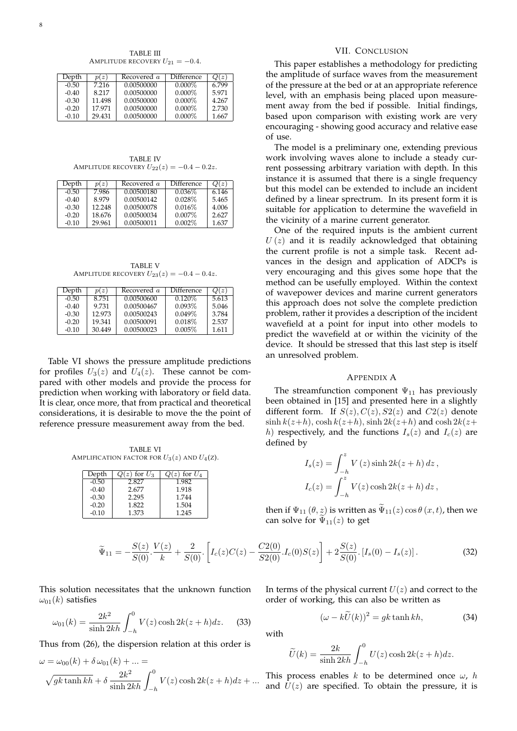TABLE III
AMPLITUDE RECOVERY $U_{21} = -0.4$.

| Depth | $p(z)$ | Recovered $a$ | Difference | $Q(z)$ |
|---|---|---|---|---|
| -0.50 | 7.216 | 0.00500000 | 0.000% | 6.799 |
| -0.40 | 8.217 | 0.00500000 | 0.000% | 5.971 |
| -0.30 | 11.498 | 0.00500000 | 0.000% | 4.267 |
| -0.20 | 17.971 | 0.00500000 | 0.000% | 2.730 |
| -0.10 | 29.431 | 0.00500000 | 0.000% | 1.667 |

TABLE IV
AMPLITUDE RECOVERY $U_{22}(z) = -0.4 - 0.2z$.

| Depth | $p(z)$ | Recovered $a$ | Difference | $Q(z)$ |
|---|---|---|---|---|
| -0.50 | 7.986 | 0.00500180 | 0.036% | 6.146 |
| -0.40 | 8.979 | 0.00500142 | 0.028% | 5.465 |
| -0.30 | 12.248 | 0.00500078 | 0.016% | 4.006 |
| -0.20 | 18.676 | 0.00500034 | 0.007% | 2.627 |
| -0.10 | 29.961 | 0.00500011 | 0.002% | 1.637 |

TABLE V
AMPLITUDE RECOVERY $U_{23}(z) = -0.4 - 0.4z$.

| Depth | $p(z)$ | Recovered $a$ | Difference | $Q(z)$ |
|---|---|---|---|---|
| -0.50 | 8.751 | 0.00500600 | 0.120% | 5.613 |
| -0.40 | 9.731 | 0.00500467 | 0.093% | 5.046 |
| -0.30 | 12.973 | 0.00500243 | 0.049% | 3.784 |
| -0.20 | 19.341 | 0.00500091 | 0.018% | 2.537 |
| -0.10 | 30.449 | 0.00500023 | 0.005% | 1.611 |

Table VI shows the pressure amplitude predictions for profiles $U_3(z)$ and $U_4(z)$. These cannot be compared with other models and provide the process for prediction when working with laboratory or field data. It is clear, once more, that from practical and theoretical considerations, it is desirable to move the the point of reference pressure measurement away from the bed.

TABLE VI
AMPLIFICATION FACTOR FOR $U_3(z)$ AND $U_4(z)$.

| Depth | $Q(z)$ for $U_3$ | $Q(z)$ for $U_4$ |
|---|---|---|
| -0.50 | 2.827 | 1.982 |
| -0.40 | 2.677 | 1.918 |
| -0.30 | 2.295 | 1.744 |
| -0.20 | 1.822 | 1.504 |
| -0.10 | 1.373 | 1.245 |

## VII. CONCLUSION

This paper establishes a methodology for predicting the amplitude of surface waves from the measurement of the pressure at the bed or at an appropriate reference level, with an emphasis being placed upon measurement away from the bed if possible. Initial findings, based upon comparison with existing work are very encouraging - showing good accuracy and relative ease of use.

The model is a preliminary one, extending previous work involving waves alone to include a steady current possessing arbitrary variation with depth. In this instance it is assumed that there is a single frequency but this model can be extended to include an incident defined by a linear sprectrum. In its present form it is suitable for application to determine the wavefield in the vicinity of a marine current generator.

One of the required inputs is the ambient current $U(z)$ and it is readily acknowledged that obtaining the current profile is not a simple task. Recent advances in the design and application of ADCPs is very encouraging and this gives some hope that the method can be usefully employed. Within the context of wavepower devices and marine current generators this approach does not solve the complete prediction problem, rather it provides a description of the incident wavefield at a point for input into other models to predict the wavefield at or within the vicinity of the device. It should be stressed that this last step is itself an unresolved problem.

## APPENDIX A

The streamfunction component $\Psi_{11}$ has previously been obtained in [15] and presented here in a slightly different form. If $S(z), C(z), S2(z)$ and $C2(z)$ denote $\sinh k(z+h)$, $\cosh k(z+h)$, $\sinh 2k(z+h)$ and $\cosh 2k(z+h)$ respectively, and the functions $I_s(z)$ and $I_c(z)$ are defined by

$$I_s(z) = \int_{-h}^{z} V(z) \sinh 2k(z+h)\, dz\,,$$
$$I_c(z) = \int_{-h}^{z} V(z) \cosh 2k(z+h)\, dz\,,$$

then if $\Psi_{11}(\theta, z)$ is written as $\widetilde{\Psi}_{11}(z)\cos\theta(x,t)$, then we can solve for $\widetilde{\Psi}_{11}(z)$ to get

$$\widetilde{\Psi}_{11} = -\frac{S(z)}{S(0)}.\frac{V(z)}{k} + \frac{2}{S(0)}.\left[I_c(z)C(z) - \frac{C2(0)}{S2(0)}.I_c(0)S(z)\right] + 2\frac{S(z)}{S(0)}.\left[I_s(0) - I_s(z)\right]. \tag{32}$$

This solution necessitates that the unknown function $\omega_{01}(k)$ satisfies

$$\omega_{01}(k) = \frac{2k^2}{\sinh 2kh}\int_{-h}^{0} V(z)\cosh 2k(z+h)dz. \tag{33}$$

Thus from (26), the dispersion relation at this order is

$$\omega = \omega_{00}(k) + \delta\,\omega_{01}(k) + ... =$$
$$\sqrt{gk\tanh kh} + \delta\,\frac{2k^2}{\sinh 2kh}\int_{-h}^{0} V(z)\cosh 2k(z+h)dz + ...$$

In terms of the physical current $U(z)$ and correct to the order of working, this can also be written as

$$(\omega - k\widetilde{U}(k))^2 = gk\tanh kh, \tag{34}$$

with

$$\widetilde{U}(k) = \frac{2k}{\sinh 2kh}\int_{-h}^{0} U(z)\cosh 2k(z+h)dz.$$

This process enables $k$ to be determined once $\omega$, $h$ and $U(z)$ are specified. To obtain the pressure, it is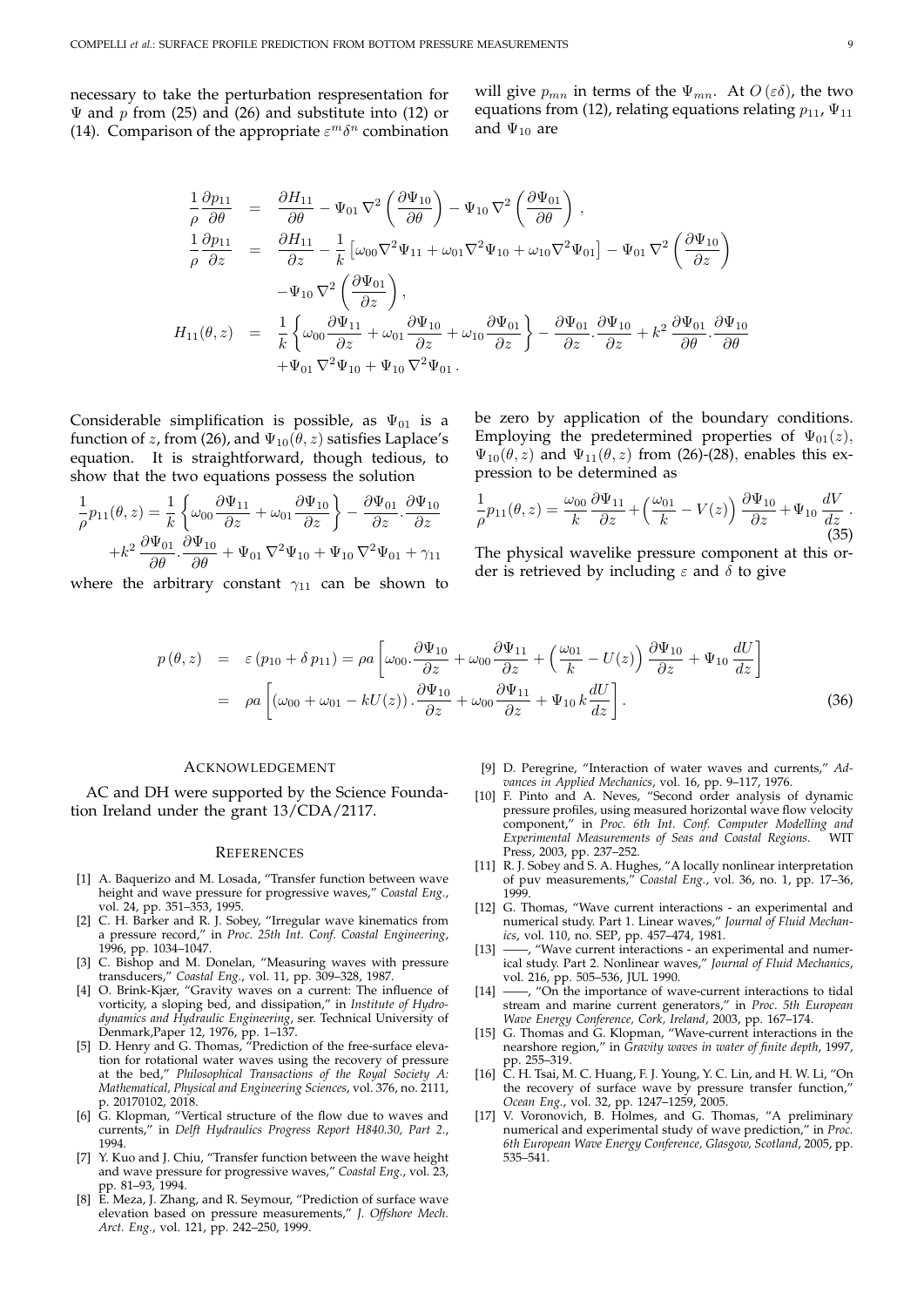necessary to take the perturbation respresentation for $\Psi$ and $p$ from (25) and (26) and substitute into (12) or (14). Comparison of the appropriate $\varepsilon^m \delta^n$ combination will give $p_{mn}$ in terms of the $\Psi_{mn}$. At $O(\varepsilon\delta)$, the two equations from (12), relating equations relating $p_{11}$, $\Psi_{11}$ and $\Psi_{10}$ are

$$
\begin{aligned}
\frac{1}{\rho}\frac{\partial p_{11}}{\partial \theta} &= \frac{\partial H_{11}}{\partial \theta} - \Psi_{01}\,\nabla^2\left(\frac{\partial \Psi_{10}}{\partial \theta}\right) - \Psi_{10}\,\nabla^2\left(\frac{\partial \Psi_{01}}{\partial \theta}\right), \\
\frac{1}{\rho}\frac{\partial p_{11}}{\partial z} &= \frac{\partial H_{11}}{\partial z} - \frac{1}{k}\left[\omega_{00}\nabla^2\Psi_{11} + \omega_{01}\nabla^2\Psi_{10} + \omega_{10}\nabla^2\Psi_{01}\right] - \Psi_{01}\,\nabla^2\left(\frac{\partial \Psi_{10}}{\partial z}\right) \\
&\quad - \Psi_{10}\,\nabla^2\left(\frac{\partial \Psi_{01}}{\partial z}\right), \\
H_{11}(\theta,z) &= \frac{1}{k}\left\{\omega_{00}\frac{\partial \Psi_{11}}{\partial z} + \omega_{01}\frac{\partial \Psi_{10}}{\partial z} + \omega_{10}\frac{\partial \Psi_{01}}{\partial z}\right\} - \frac{\partial \Psi_{01}}{\partial z}.\frac{\partial \Psi_{10}}{\partial z} + k^2\,\frac{\partial \Psi_{01}}{\partial \theta}.\frac{\partial \Psi_{10}}{\partial \theta} \\
&\quad + \Psi_{01}\,\nabla^2\Psi_{10} + \Psi_{10}\,\nabla^2\Psi_{01}.
\end{aligned}
$$

Considerable simplification is possible, as $\Psi_{01}$ is a function of $z$, from (26), and $\Psi_{10}(\theta,z)$ satisfies Laplace's equation. It is straightforward, though tedious, to show that the two equations possess the solution

$$
\begin{aligned}
\frac{1}{\rho}p_{11}(\theta,z) &= \frac{1}{k}\left\{\omega_{00}\frac{\partial \Psi_{11}}{\partial z} + \omega_{01}\frac{\partial \Psi_{10}}{\partial z}\right\} - \frac{\partial \Psi_{01}}{\partial z}.\frac{\partial \Psi_{10}}{\partial z} \\
&\quad + k^2\,\frac{\partial \Psi_{01}}{\partial \theta}.\frac{\partial \Psi_{10}}{\partial \theta} + \Psi_{01}\,\nabla^2\Psi_{10} + \Psi_{10}\,\nabla^2\Psi_{01} + \gamma_{11}
\end{aligned}
$$

where the arbitrary constant $\gamma_{11}$ can be shown to be zero by application of the boundary conditions. Employing the predetermined properties of $\Psi_{01}(z)$, $\Psi_{10}(\theta,z)$ and $\Psi_{11}(\theta,z)$ from (26)-(28), enables this expression to be determined as

$$
\frac{1}{\rho}p_{11}(\theta,z) = \frac{\omega_{00}}{k}\frac{\partial \Psi_{11}}{\partial z} + \left(\frac{\omega_{01}}{k} - V(z)\right)\frac{\partial \Psi_{10}}{\partial z} + \Psi_{10}\,\frac{dV}{dz}. \tag{35}
$$

The physical wavelike pressure component at this order is retrieved by including $\varepsilon$ and $\delta$ to give

$$
\begin{aligned}
p\,(\theta,z) &= \varepsilon\,(p_{10} + \delta\,p_{11}) = \rho a\left[\omega_{00}.\frac{\partial \Psi_{10}}{\partial z} + \omega_{00}\frac{\partial \Psi_{11}}{\partial z} + \left(\frac{\omega_{01}}{k} - U(z)\right)\frac{\partial \Psi_{10}}{\partial z} + \Psi_{10}\,\frac{dU}{dz}\right] \\
&= \rho a\left[\left(\omega_{00} + \omega_{01} - kU(z)\right).\frac{\partial \Psi_{10}}{\partial z} + \omega_{00}\frac{\partial \Psi_{11}}{\partial z} + \Psi_{10}\,k\frac{dU}{dz}\right].
\end{aligned} \tag{36}
$$

## Acknowledgement

AC and DH were supported by the Science Foundation Ireland under the grant 13/CDA/2117.

## References

[1] A. Baquerizo and M. Losada, "Transfer function between wave height and wave pressure for progressive waves," *Coastal Eng.*, vol. 24, pp. 351–353, 1995.

[2] C. H. Barker and R. J. Sobey, "Irregular wave kinematics from a pressure record," in *Proc. 25th Int. Conf. Coastal Engineering*, 1996, pp. 1034–1047.

[3] C. Bishop and M. Donelan, "Measuring waves with pressure transducers," *Coastal Eng.*, vol. 11, pp. 309–328, 1987.

[4] O. Brink-Kjær, "Gravity waves on a current: The influence of vorticity, a sloping bed, and dissipation," in *Institute of Hydrodynamics and Hydraulic Engineering*, ser. Technical University of Denmark,Paper 12, 1976, pp. 1–137.

[5] D. Henry and G. Thomas, "Prediction of the free-surface elevation for rotational water waves using the recovery of pressure at the bed," *Philosophical Transactions of the Royal Society A: Mathematical, Physical and Engineering Sciences*, vol. 376, no. 2111, p. 20170102, 2018.

[6] G. Klopman, "Vertical structure of the flow due to waves and currents," in *Delft Hydraulics Progress Report H840.30, Part 2.*, 1994.

[7] Y. Kuo and J. Chiu, "Transfer function between the wave height and wave pressure for progressive waves," *Coastal Eng.*, vol. 23, pp. 81–93, 1994.

[8] E. Meza, J. Zhang, and R. Seymour, "Prediction of surface wave elevation based on pressure measurements," *J. Offshore Mech. Arct. Eng.*, vol. 121, pp. 242–250, 1999.

[9] D. Peregrine, "Interaction of water waves and currents," *Advances in Applied Mechanics*, vol. 16, pp. 9–117, 1976.

[10] F. Pinto and A. Neves, "Second order analysis of dynamic pressure profiles, using measured horizontal wave flow velocity component," in *Proc. 6th Int. Conf. Computer Modelling and Experimental Measurements of Seas and Coastal Regions*. WIT Press, 2003, pp. 237–252.

[11] R. J. Sobey and S. A. Hughes, "A locally nonlinear interpretation of puv measurements," *Coastal Eng.*, vol. 36, no. 1, pp. 17–36, 1999.

[12] G. Thomas, "Wave current interactions - an experimental and numerical study. Part 1. Linear waves," *Journal of Fluid Mechanics*, vol. 110, no. SEP, pp. 457–474, 1981.

[13] ——, "Wave current interactions - an experimental and numerical study. Part 2. Nonlinear waves," *Journal of Fluid Mechanics*, vol. 216, pp. 505–536, JUL 1990.

[14] ——, "On the importance of wave-current interactions to tidal stream and marine current generators," in *Proc. 5th European Wave Energy Conference, Cork, Ireland*, 2003, pp. 167–174.

[15] G. Thomas and G. Klopman, "Wave-current interactions in the nearshore region," in *Gravity waves in water of finite depth*, 1997, pp. 255–319.

[16] C. H. Tsai, M. C. Huang, F. J. Young, Y. C. Lin, and H. W. Li, "On the recovery of surface wave by pressure transfer function," *Ocean Eng.*, vol. 32, pp. 1247–1259, 2005.

[17] V. Voronovich, B. Holmes, and G. Thomas, "A preliminary numerical and experimental study of wave prediction," in *Proc. 6th European Wave Energy Conference, Glasgow, Scotland*, 2005, pp. 535–541.